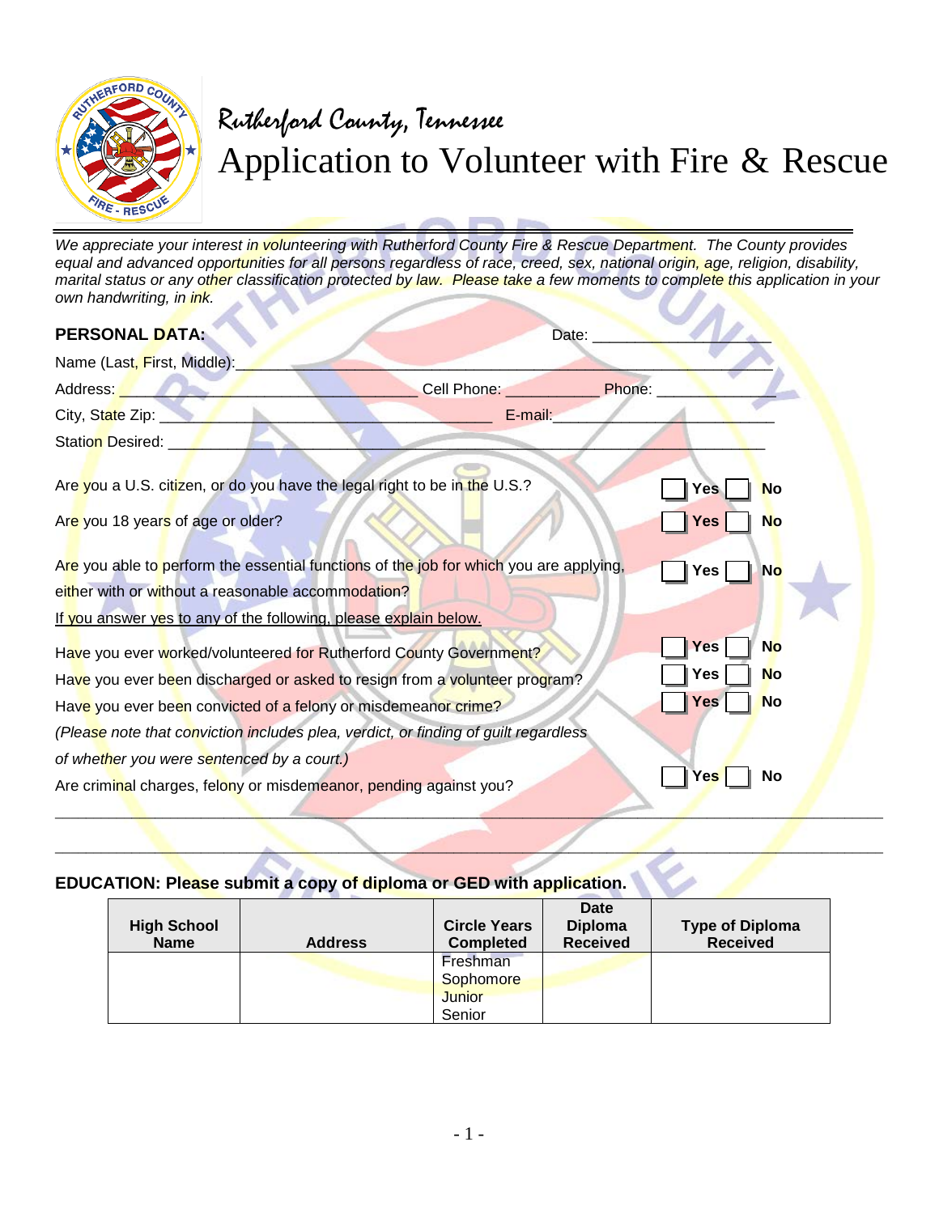# Rutherford County, Tennessee

# Application to Volunteer with Fire & Rescue

*We appreciate your interest in volunteering with Rutherford County Fire & Rescue Department. The County provides equal and advanced opportunities for all persons regardless of race, creed, sex, national origin, age, religion, disability, marital status or any other classification protected by law. Please take a few moments to complete this application in your own handwriting, in ink.*

**PERSONAL DATA:** Date: ___________________

Name (Last, First, Middle): ________________________________________________________________

Address: ________________________________ Cell Phone: __________ Phone: _____________

City, State Zip: ____________________________________ E-mail: _________________________

Station Desired: _______________________________________________________________________

Are you a U.S. citizen, or do you have the legal right to be in the U.S.? ☐ Yes ☐ No

Are you 18 years of age or older? ☐ Yes ☐ No

Are you able to perform the essential functions of the job for which you are applying, either with or without a reasonable accommodation? ☐ Yes ☐ No

If you answer yes to any of the following, please explain below.

Have you ever worked/volunteered for Rutherford County Government? ☐ Yes ☐ No

Have you ever been discharged or asked to resign from a volunteer program? ☐ Yes ☐ No

Have you ever been convicted of a felony or misdemeanor crime? ☐ Yes ☐ No

*(Please note that conviction includes plea, verdict, or finding of guilt regardless of whether you were sentenced by a court.)*

Are criminal charges, felony or misdemeanor, pending against you? ☐ Yes ☐ No

______________________________________________________________________________________

______________________________________________________________________________________

**EDUCATION: Please submit a copy of diploma or GED with application.**

| High School Name | Address | Circle Years Completed | Date Diploma Received | Type of Diploma Received |
|---|---|---|---|---|
| | | Freshman<br>Sophomore<br>Junior<br>Senior | | |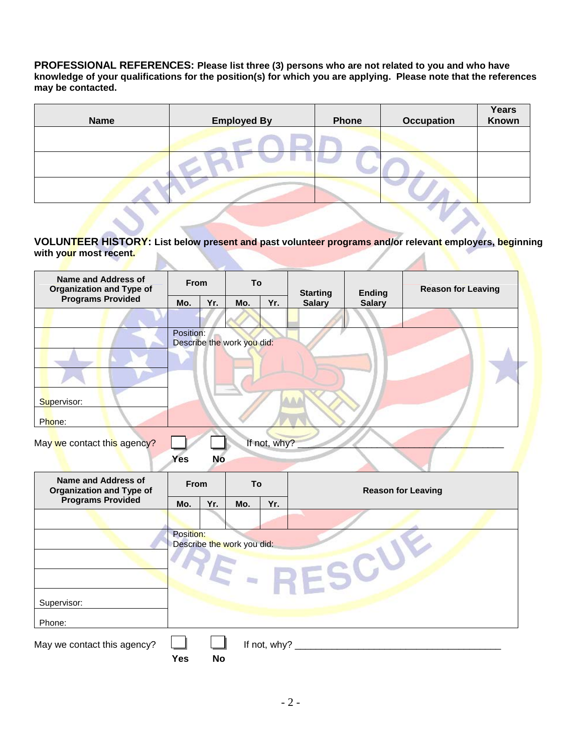**PROFESSIONAL REFERENCES: Please list three (3) persons who are not related to you and who have knowledge of your qualifications for the position(s) for which you are applying. Please note that the references may be contacted.**

| Name | Employed By | Phone | Occupation | Years Known |
|---|---|---|---|---|
| | | | | |
| | | | | |
| | | | | |

**VOLUNTEER HISTORY: List below present and past volunteer programs and/or relevant employers, beginning with your most recent.**

| Name and Address of Organization and Type of Programs Provided | From | | To | | Starting Salary | Ending Salary | Reason for Leaving |
|---|---|---|---|---|---|---|---|
| | Mo. | Yr. | Mo. | Yr. | | | |
| | | | | | | | |
| | Position: Describe the work you did: | | | | | | |
| | | | | | | | |
| | | | | | | | |
| Supervisor: | | | | | | | |
| Phone: | | | | | | | |

May we contact this agency? ☐ Yes ☐ No If not, why? ________________________________________

| Name and Address of Organization and Type of Programs Provided | From | | To | | Reason for Leaving |
|---|---|---|---|---|---|
| | Mo. | Yr. | Mo. | Yr. | |
| | | | | | |
| | Position: Describe the work you did: | | | | |
| | | | | | |
| | | | | | |
| Supervisor: | | | | | |
| Phone: | | | | | |

May we contact this agency? ☐ Yes ☐ No If not, why? ________________________________________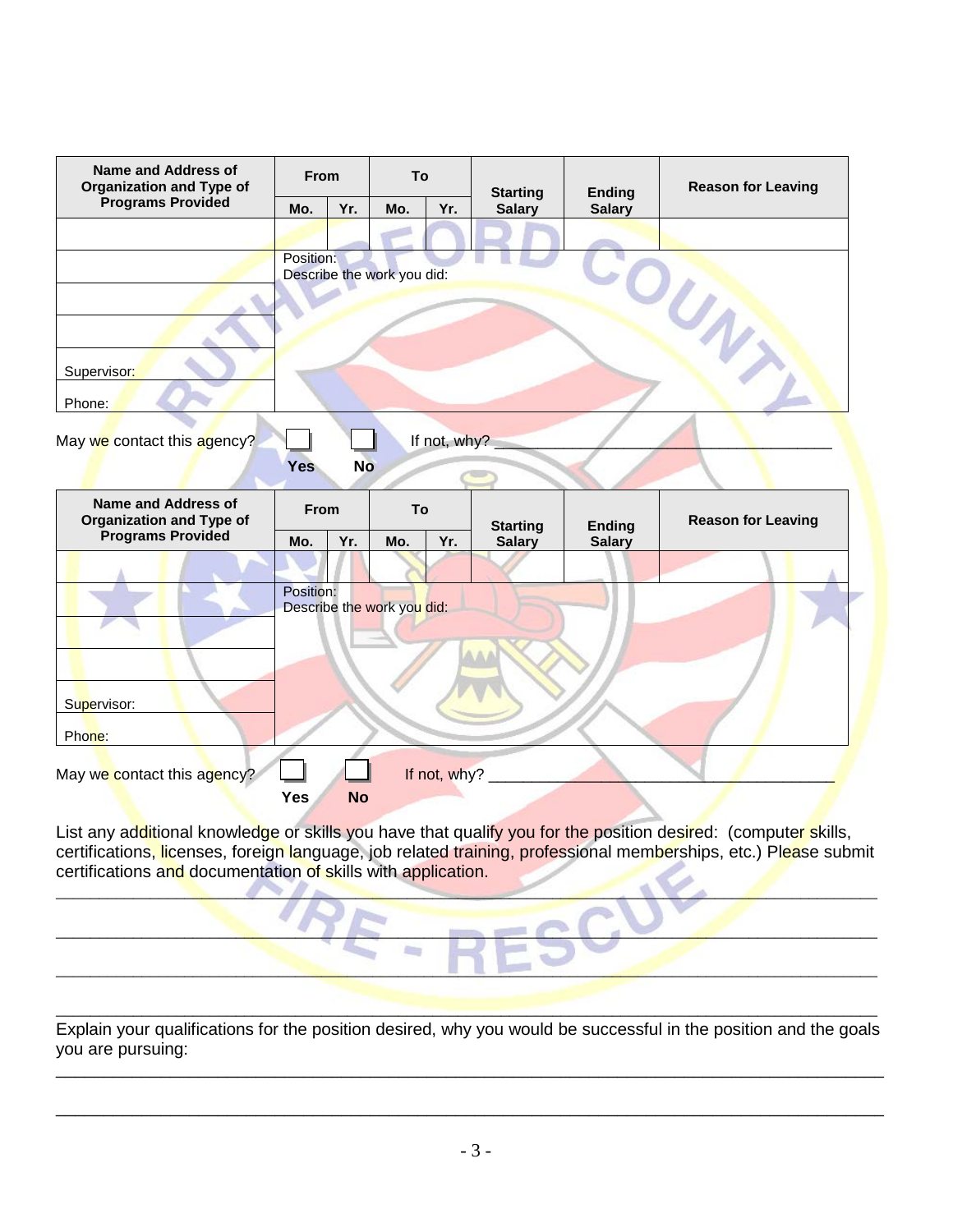| Name and Address of Organization and Type of Programs Provided | From | | To | | Starting Salary | Ending Salary | Reason for Leaving |
|---|---|---|---|---|---|---|---|
| | Mo. | Yr. | Mo. | Yr. | | | |
| | | | | | | | |
| | Position: Describe the work you did: | | | | | | |
| | | | | | | | |
| | | | | | | | |
| Supervisor: | | | | | | | |
| Phone: | | | | | | | |

May we contact this agency? ☐ Yes ☐ No If not, why? ___________________________________________

| Name and Address of Organization and Type of Programs Provided | From | | To | | Starting Salary | Ending Salary | Reason for Leaving |
|---|---|---|---|---|---|---|---|
| | Mo. | Yr. | Mo. | Yr. | | | |
| | | | | | | | |
| | Position: Describe the work you did: | | | | | | |
| | | | | | | | |
| | | | | | | | |
| Supervisor: | | | | | | | |
| Phone: | | | | | | | |

May we contact this agency? ☐ Yes ☐ No If not, why? ___________________________________________

List any additional knowledge or skills you have that qualify you for the position desired: (computer skills, certifications, licenses, foreign language, job related training, professional memberships, etc.) Please submit certifications and documentation of skills with application.

_____________________________________________________________________________________

_____________________________________________________________________________________

_____________________________________________________________________________________

_____________________________________________________________________________________

Explain your qualifications for the position desired, why you would be successful in the position and the goals you are pursuing:

_____________________________________________________________________________________

_____________________________________________________________________________________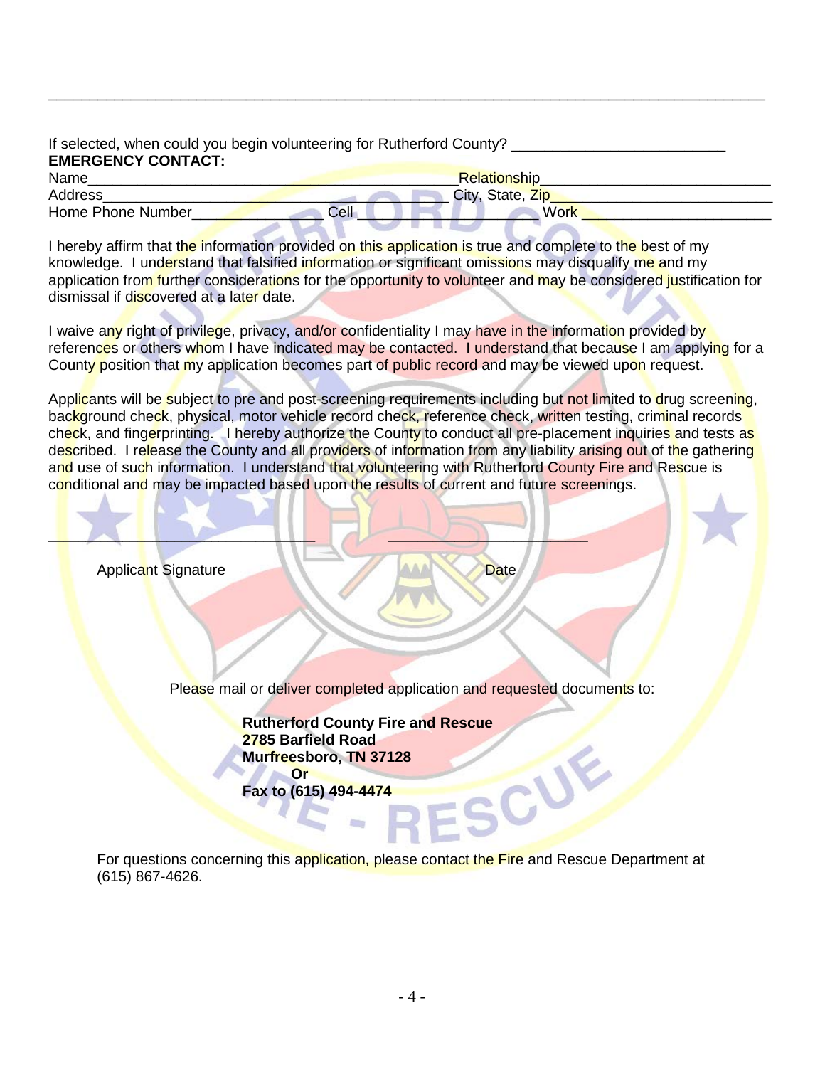If selected, when could you begin volunteering for Rutherford County? ___________________________

**EMERGENCY CONTACT:**

Name_____________________________________________ Relationship___________________________

Address__________________________________________ City, State, Zip_________________________

Home Phone Number_______________ Cell ___________________ Work _______________________

I hereby affirm that the information provided on this application is true and complete to the best of my knowledge. I understand that falsified information or significant omissions may disqualify me and my application from further considerations for the opportunity to volunteer and may be considered justification for dismissal if discovered at a later date.

I waive any right of privilege, privacy, and/or confidentiality I may have in the information provided by references or others whom I have indicated may be contacted. I understand that because I am applying for a County position that my application becomes part of public record and may be viewed upon request.

Applicants will be subject to pre and post-screening requirements including but not limited to drug screening, background check, physical, motor vehicle record check, reference check, written testing, criminal records check, and fingerprinting. I hereby authorize the County to conduct all pre-placement inquiries and tests as described. I release the County and all providers of information from any liability arising out of the gathering and use of such information. I understand that volunteering with Rutherford County Fire and Rescue is conditional and may be impacted based upon the results of current and future screenings.

_________________________________ ________________________

Applicant Signature Date

Please mail or deliver completed application and requested documents to:

**Rutherford County Fire and Rescue**
**2785 Barfield Road**
**Murfreesboro, TN 37128**
**Or**
**Fax to (615) 494-4474**

For questions concerning this application, please contact the Fire and Rescue Department at (615) 867-4626.